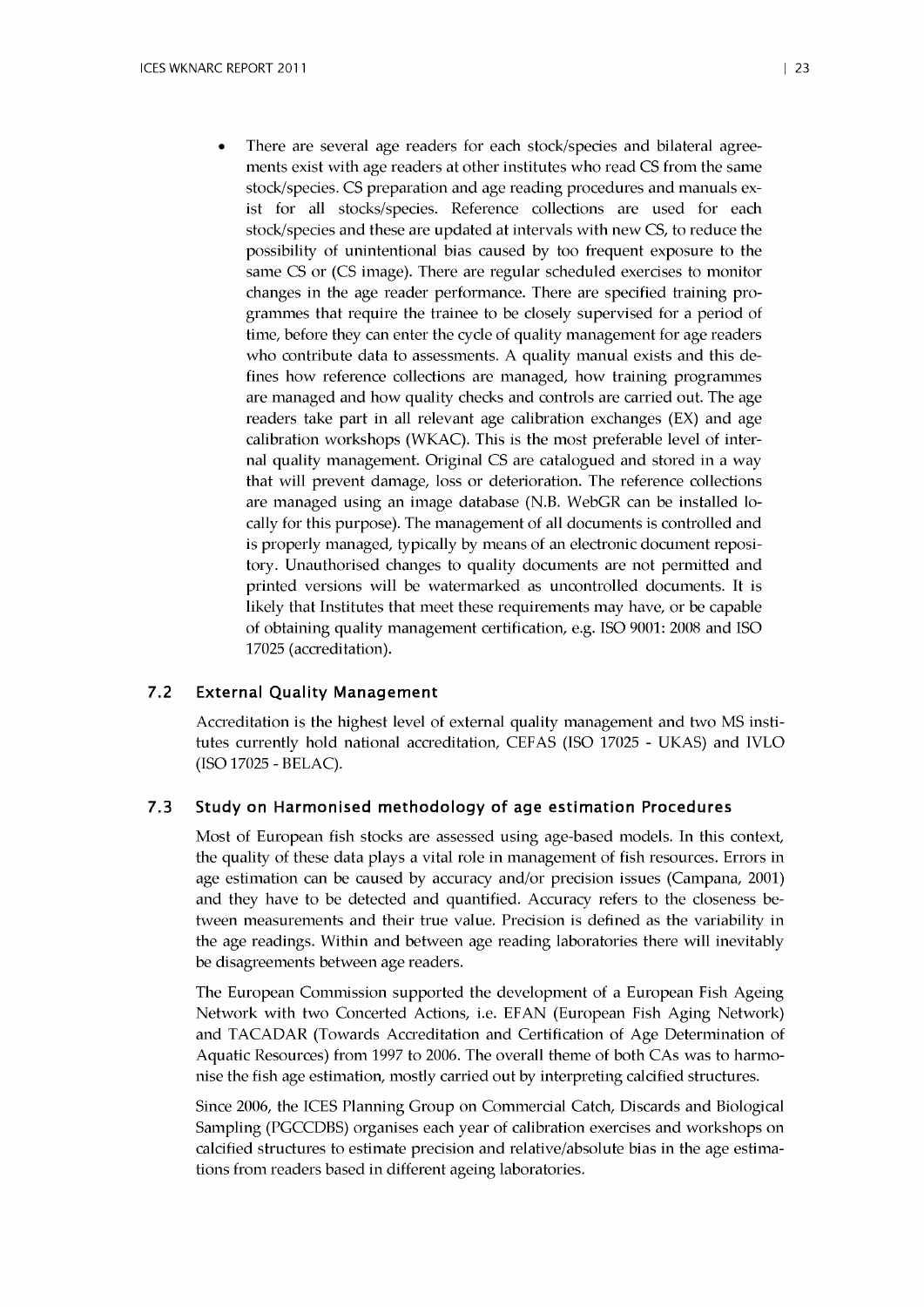- There are several age readers for each stock/species and bilateral agreements exist with age readers at other institutes who read CS from the same stock/species. CS preparation and age reading procedures and manuals exist for all stocks/species. Reference collections are used for each stock/species and these are updated at intervals with new CS, to reduce the possibility of unintentional bias caused by too frequent exposure to the same CS or (CS image). There are regular scheduled exercises to monitor changes in the age reader performance. There are specified training programmes that require the trainee to be closely supervised for a period of time, before they can enter the cycle of quality management for age readers who contribute data to assessments. A quality manual exists and this defines how reference collections are managed, how training programmes are managed and how quality checks and controls are carried out. The age readers take part in all relevant age calibration exchanges (EX) and age calibration workshops (WKAC). This is the most preferable level of internal quality management. Original CS are catalogued and stored in a way that will prevent damage, loss or deterioration. The reference collections are managed using an image database (N.B. WebGR can be installed locally for this purpose). The management of all documents is controlled and is properly managed, typically by means of an electronic document repository. Unauthorised changes to quality documents are not permitted and printed versions will be watermarked as uncontrolled documents. It is likely that Institutes that meet these requirements may have, or be capable of obtaining quality management certification, e.g. ISO 9001: 2008 and ISO 17025 (accreditation).

## 7.2 External Quality Management

Accreditation is the highest level of external quality management and two MS institutes currently hold national accreditation, CEFAS (ISO 17025 - UKAS) and IVLO (ISO 17025 - BELAC).

## 7.3 Study on Harmonised methodology of age estimation Procedures

Most of European fish stocks are assessed using age-based models. In this context, the quality of these data plays a vital role in management of fish resources. Errors in age estimation can be caused by accuracy and/or precision issues (Campana, 2001) and they have to be detected and quantified. Accuracy refers to the closeness between measurements and their true value. Precision is defined as the variability in the age readings. Within and between age reading laboratories there will inevitably be disagreements between age readers.

The European Commission supported the development of a European Fish Ageing Network with two Concerted Actions, i.e. EFAN (European Fish Aging Network) and TACADAR (Towards Accreditation and Certification of Age Determination of Aquatic Resources) from 1997 to 2006. The overall theme of both CAs was to harmonise the fish age estimation, mostly carried out by interpreting calcified structures.

Since 2006, the ICES Planning Group on Commercial Catch, Discards and Biological Sampling (PGCCDBS) organises each year of calibration exercises and workshops on calcified structures to estimate precision and relative/absolute bias in the age estimations from readers based in different ageing laboratories.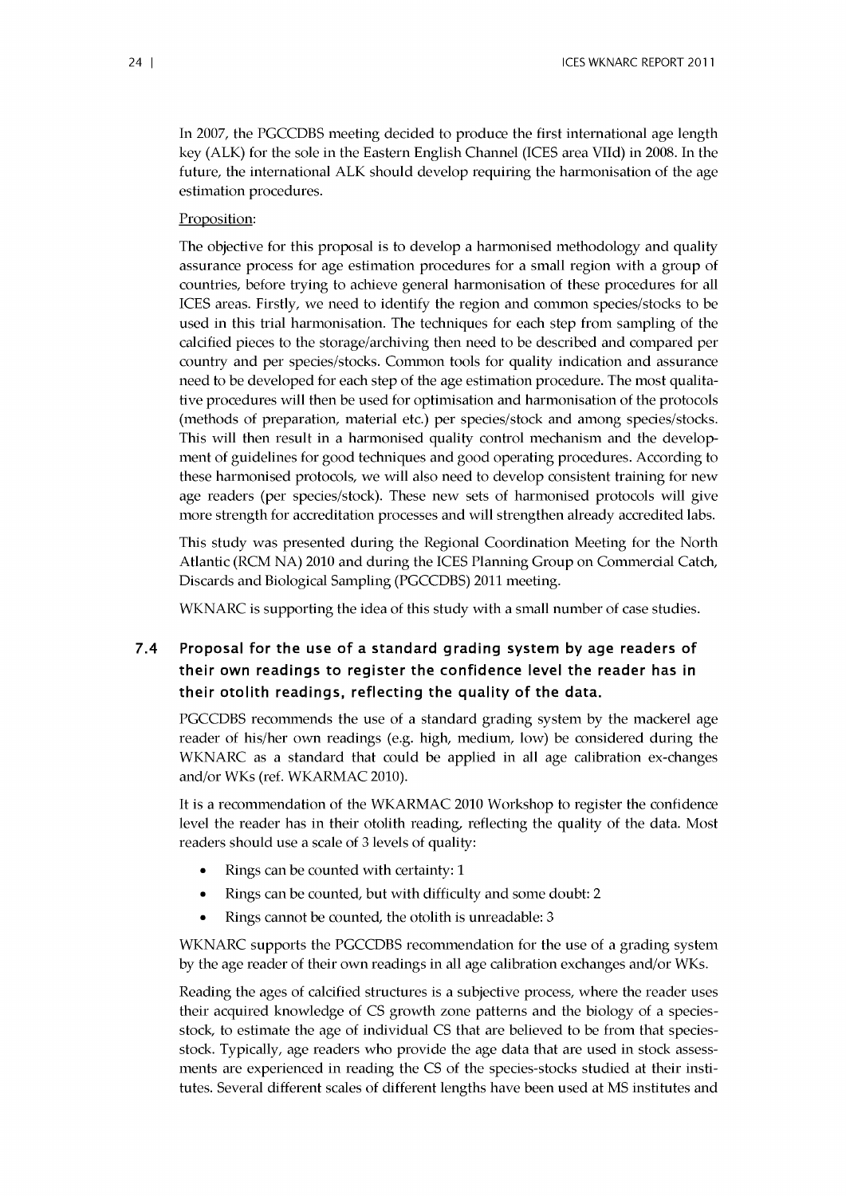In 2007, the PGCCDBS meeting decided to produce the first international age length key (ALK) for the sole in the Eastern English Channel (ICES area VIId) in 2008. In the future, the international ALK should develop requiring the harmonisation of the age estimation procedures.

Proposition:

The objective for this proposal is to develop a harmonised methodology and quality assurance process for age estimation procedures for a small region with a group of countries, before trying to achieve general harmonisation of these procedures for all ICES areas. Firstly, we need to identify the region and common species/stocks to be used in this trial harmonisation. The techniques for each step from sampling of the calcified pieces to the storage/archiving then need to be described and compared per country and per species/stocks. Common tools for quality indication and assurance need to be developed for each step of the age estimation procedure. The most qualitative procedures will then be used for optimisation and harmonisation of the protocols (methods of preparation, material etc.) per species/stock and among species/stocks. This will then result in a harmonised quality control mechanism and the development of guidelines for good techniques and good operating procedures. According to these harmonised protocols, we will also need to develop consistent training for new age readers (per species/stock). These new sets of harmonised protocols will give more strength for accreditation processes and will strengthen already accredited labs.

This study was presented during the Regional Coordination Meeting for the North Atlantic (RCM NA) 2010 and during the ICES Planning Group on Commercial Catch, Discards and Biological Sampling (PGCCDBS) 2011 meeting.

WKNARC is supporting the idea of this study with a small number of case studies.

## 7.4 Proposal for the use of a standard grading system by age readers of their own readings to register the confidence level the reader has in their otolith readings, reflecting the quality of the data.

PGCCDBS recommends the use of a standard grading system by the mackerel age reader of his/her own readings (e.g. high, medium, low) be considered during the WKNARC as a standard that could be applied in all age calibration ex-changes and/or WKs (ref. WKARMAC 2010).

It is a recommendation of the WKARMAC 2010 Workshop to register the confidence level the reader has in their otolith reading, reflecting the quality of the data. Most readers should use a scale of 3 levels of quality:

- Rings can be counted with certainty: 1
- Rings can be counted, but with difficulty and some doubt: 2
- Rings cannot be counted, the otolith is unreadable: 3

WKNARC supports the PGCCDBS recommendation for the use of a grading system by the age reader of their own readings in all age calibration exchanges and/or WKs.

Reading the ages of calcified structures is a subjective process, where the reader uses their acquired knowledge of CS growth zone patterns and the biology of a species-stock, to estimate the age of individual CS that are believed to be from that species-stock. Typically, age readers who provide the age data that are used in stock assessments are experienced in reading the CS of the species-stocks studied at their institutes. Several different scales of different lengths have been used at MS institutes and